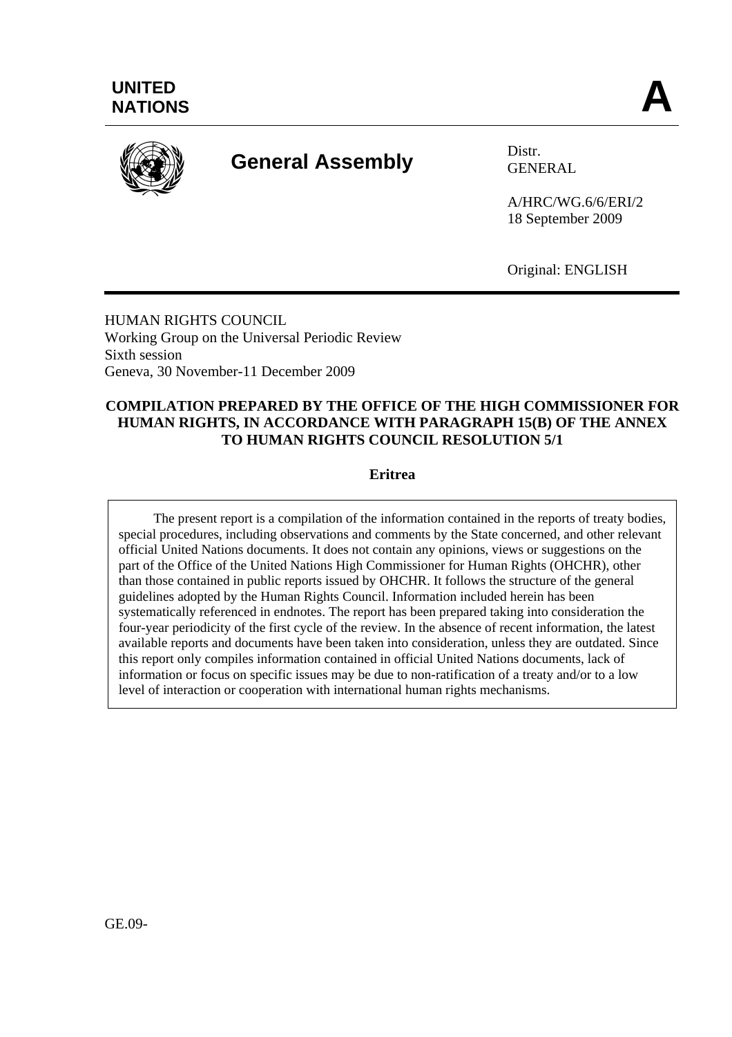UNITED NATIONS

# A

**General Assembly**

Distr.
GENERAL

A/HRC/WG.6/6/ERI/2
18 September 2009

Original: ENGLISH

HUMAN RIGHTS COUNCIL
Working Group on the Universal Periodic Review
Sixth session
Geneva, 30 November-11 December 2009

## COMPILATION PREPARED BY THE OFFICE OF THE HIGH COMMISSIONER FOR HUMAN RIGHTS, IN ACCORDANCE WITH PARAGRAPH 15(B) OF THE ANNEX TO HUMAN RIGHTS COUNCIL RESOLUTION 5/1

### Eritrea

The present report is a compilation of the information contained in the reports of treaty bodies, special procedures, including observations and comments by the State concerned, and other relevant official United Nations documents. It does not contain any opinions, views or suggestions on the part of the Office of the United Nations High Commissioner for Human Rights (OHCHR), other than those contained in public reports issued by OHCHR. It follows the structure of the general guidelines adopted by the Human Rights Council. Information included herein has been systematically referenced in endnotes. The report has been prepared taking into consideration the four-year periodicity of the first cycle of the review. In the absence of recent information, the latest available reports and documents have been taken into consideration, unless they are outdated. Since this report only compiles information contained in official United Nations documents, lack of information or focus on specific issues may be due to non-ratification of a treaty and/or to a low level of interaction or cooperation with international human rights mechanisms.

GE.09-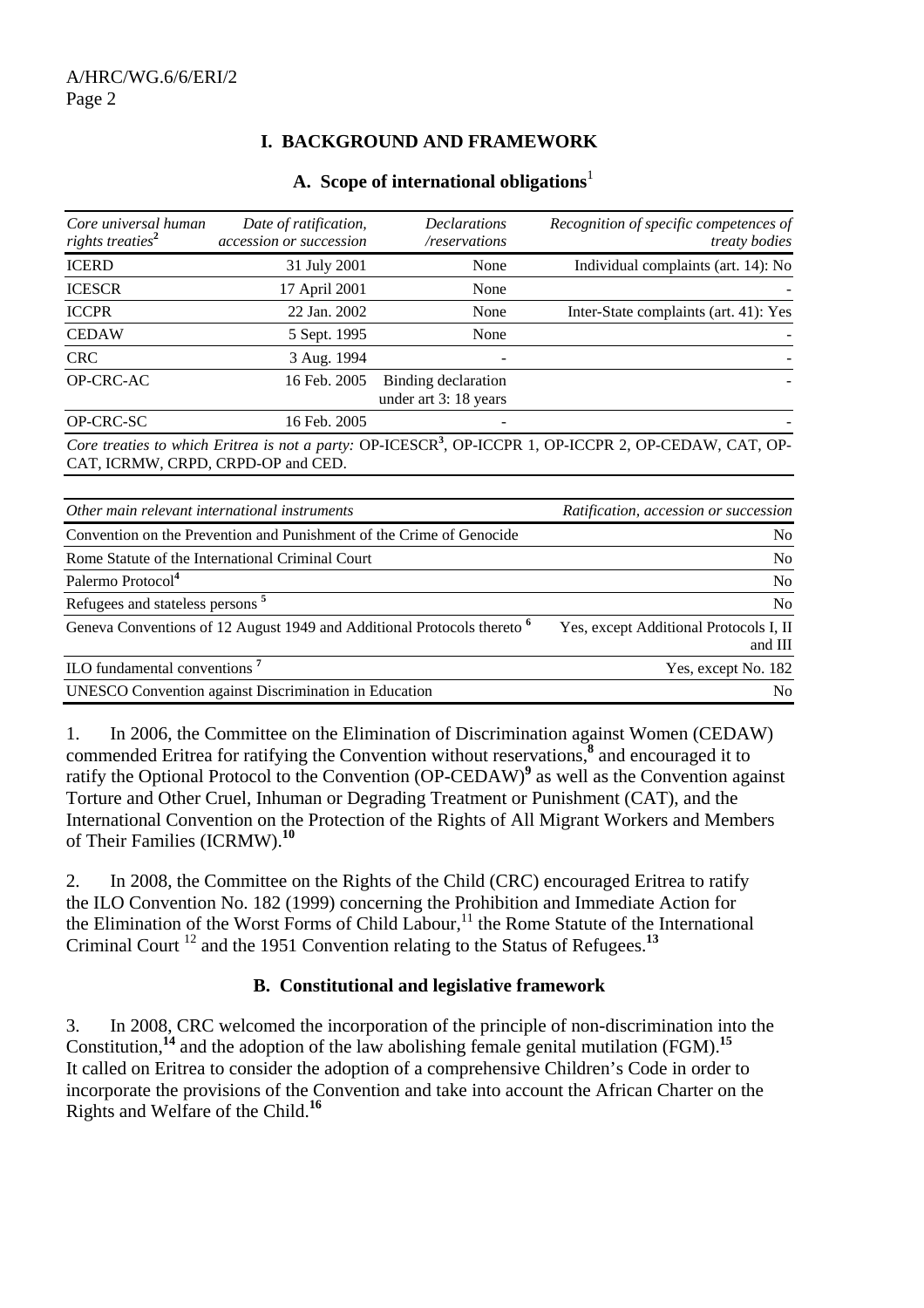# I. BACKGROUND AND FRAMEWORK

## A. Scope of international obligations[1]

| *Core universal human rights treaties*[2] | *Date of ratification, accession or succession* | *Declarations /reservations* | *Recognition of specific competences of treaty bodies* |
|---|---|---|---|
| ICERD | 31 July 2001 | None | Individual complaints (art. 14): No |
| ICESCR | 17 April 2001 | None | - |
| ICCPR | 22 Jan. 2002 | None | Inter-State complaints (art. 41): Yes |
| CEDAW | 5 Sept. 1995 | None | - |
| CRC | 3 Aug. 1994 | - | - |
| OP-CRC-AC | 16 Feb. 2005 | Binding declaration under art 3: 18 years | - |
| OP-CRC-SC | 16 Feb. 2005 | - | - |

*Core treaties to which Eritrea is not a party:* OP-ICESCR[3], OP-ICCPR 1, OP-ICCPR 2, OP-CEDAW, CAT, OP-CAT, ICRMW, CRPD, CRPD-OP and CED.

| *Other main relevant international instruments* | *Ratification, accession or succession* |
|---|---|
| Convention on the Prevention and Punishment of the Crime of Genocide | No |
| Rome Statute of the International Criminal Court | No |
| Palermo Protocol[4] | No |
| Refugees and stateless persons [5] | No |
| Geneva Conventions of 12 August 1949 and Additional Protocols thereto [6] | Yes, except Additional Protocols I, II and III |
| ILO fundamental conventions [7] | Yes, except No. 182 |
| UNESCO Convention against Discrimination in Education | No |

1. In 2006, the Committee on the Elimination of Discrimination against Women (CEDAW) commended Eritrea for ratifying the Convention without reservations,[8] and encouraged it to ratify the Optional Protocol to the Convention (OP-CEDAW)[9] as well as the Convention against Torture and Other Cruel, Inhuman or Degrading Treatment or Punishment (CAT), and the International Convention on the Protection of the Rights of All Migrant Workers and Members of Their Families (ICRMW).[10]

2. In 2008, the Committee on the Rights of the Child (CRC) encouraged Eritrea to ratify the ILO Convention No. 182 (1999) concerning the Prohibition and Immediate Action for the Elimination of the Worst Forms of Child Labour,[11] the Rome Statute of the International Criminal Court [12] and the 1951 Convention relating to the Status of Refugees.[13]

## B. Constitutional and legislative framework

3. In 2008, CRC welcomed the incorporation of the principle of non-discrimination into the Constitution,[14] and the adoption of the law abolishing female genital mutilation (FGM).[15] It called on Eritrea to consider the adoption of a comprehensive Children's Code in order to incorporate the provisions of the Convention and take into account the African Charter on the Rights and Welfare of the Child.[16]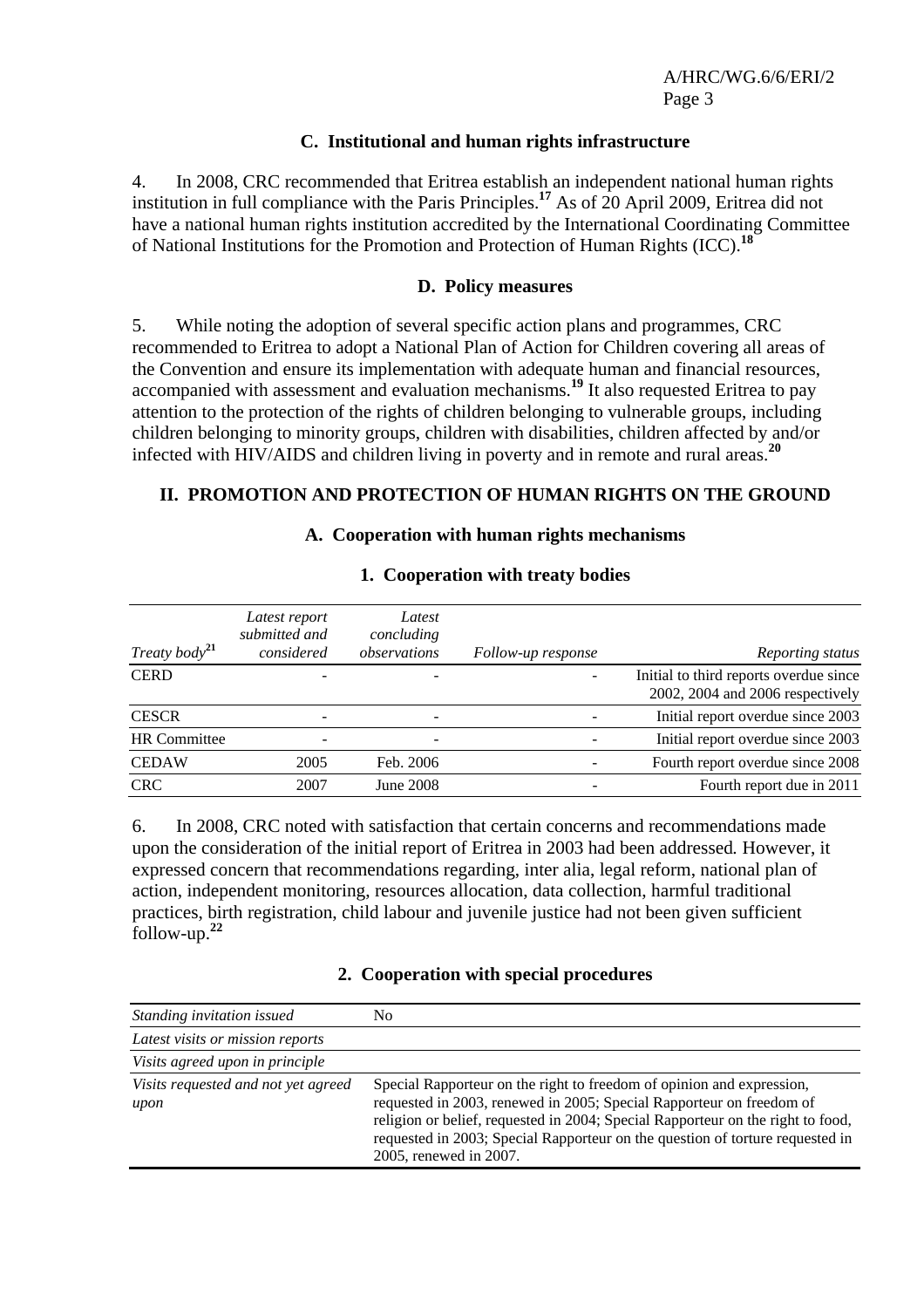### C. Institutional and human rights infrastructure

4. In 2008, CRC recommended that Eritrea establish an independent national human rights institution in full compliance with the Paris Principles.[17] As of 20 April 2009, Eritrea did not have a national human rights institution accredited by the International Coordinating Committee of National Institutions for the Promotion and Protection of Human Rights (ICC).[18]

### D. Policy measures

5. While noting the adoption of several specific action plans and programmes, CRC recommended to Eritrea to adopt a National Plan of Action for Children covering all areas of the Convention and ensure its implementation with adequate human and financial resources, accompanied with assessment and evaluation mechanisms.[19] It also requested Eritrea to pay attention to the protection of the rights of children belonging to vulnerable groups, including children belonging to minority groups, children with disabilities, children affected by and/or infected with HIV/AIDS and children living in poverty and in remote and rural areas.[20]

## II. PROMOTION AND PROTECTION OF HUMAN RIGHTS ON THE GROUND

### A. Cooperation with human rights mechanisms

#### 1. Cooperation with treaty bodies

| *Treaty body*[21] | *Latest report submitted and considered* | *Latest concluding observations* | *Follow-up response* | *Reporting status* |
|---|---|---|---|---|
| CERD | - | - | - | Initial to third reports overdue since 2002, 2004 and 2006 respectively |
| CESCR | - | - | - | Initial report overdue since 2003 |
| HR Committee | - | - | - | Initial report overdue since 2003 |
| CEDAW | 2005 | Feb. 2006 | - | Fourth report overdue since 2008 |
| CRC | 2007 | June 2008 | - | Fourth report due in 2011 |

6. In 2008, CRC noted with satisfaction that certain concerns and recommendations made upon the consideration of the initial report of Eritrea in 2003 had been addressed. However, it expressed concern that recommendations regarding, inter alia, legal reform, national plan of action, independent monitoring, resources allocation, data collection, harmful traditional practices, birth registration, child labour and juvenile justice had not been given sufficient follow-up.[22]

#### 2. Cooperation with special procedures

| | |
|---|---|
| *Standing invitation issued* | No |
| *Latest visits or mission reports* | |
| *Visits agreed upon in principle* | |
| *Visits requested and not yet agreed upon* | Special Rapporteur on the right to freedom of opinion and expression, requested in 2003, renewed in 2005; Special Rapporteur on freedom of religion or belief, requested in 2004; Special Rapporteur on the right to food, requested in 2003; Special Rapporteur on the question of torture requested in 2005, renewed in 2007. |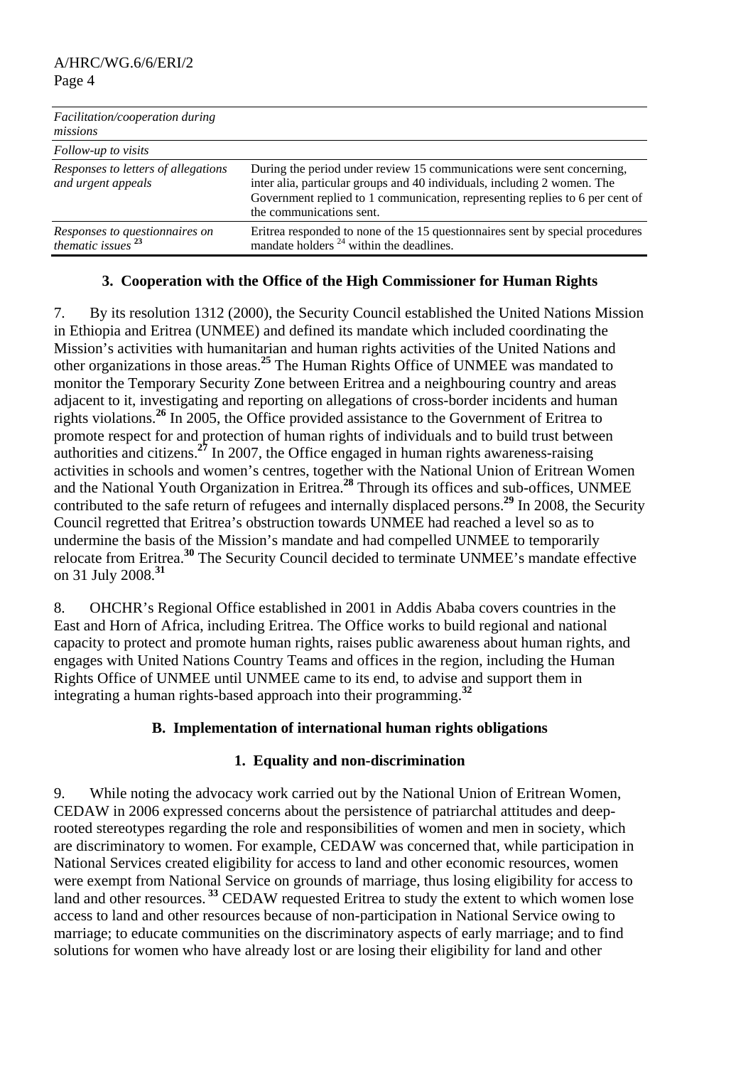| | |
|---|---|
| *Facilitation/cooperation during missions* | |
| *Follow-up to visits* | |
| *Responses to letters of allegations and urgent appeals* | During the period under review 15 communications were sent concerning, inter alia, particular groups and 40 individuals, including 2 women. The Government replied to 1 communication, representing replies to 6 per cent of the communications sent. |
| *Responses to questionnaires on thematic issues* [23] | Eritrea responded to none of the 15 questionnaires sent by special procedures mandate holders [24] within the deadlines. |

### 3. Cooperation with the Office of the High Commissioner for Human Rights

7. By its resolution 1312 (2000), the Security Council established the United Nations Mission in Ethiopia and Eritrea (UNMEE) and defined its mandate which included coordinating the Mission's activities with humanitarian and human rights activities of the United Nations and other organizations in those areas.[25] The Human Rights Office of UNMEE was mandated to monitor the Temporary Security Zone between Eritrea and a neighbouring country and areas adjacent to it, investigating and reporting on allegations of cross-border incidents and human rights violations.[26] In 2005, the Office provided assistance to the Government of Eritrea to promote respect for and protection of human rights of individuals and to build trust between authorities and citizens.[27] In 2007, the Office engaged in human rights awareness-raising activities in schools and women's centres, together with the National Union of Eritrean Women and the National Youth Organization in Eritrea.[28] Through its offices and sub-offices, UNMEE contributed to the safe return of refugees and internally displaced persons.[29] In 2008, the Security Council regretted that Eritrea's obstruction towards UNMEE had reached a level so as to undermine the basis of the Mission's mandate and had compelled UNMEE to temporarily relocate from Eritrea.[30] The Security Council decided to terminate UNMEE's mandate effective on 31 July 2008.[31]

8. OHCHR's Regional Office established in 2001 in Addis Ababa covers countries in the East and Horn of Africa, including Eritrea. The Office works to build regional and national capacity to protect and promote human rights, raises public awareness about human rights, and engages with United Nations Country Teams and offices in the region, including the Human Rights Office of UNMEE until UNMEE came to its end, to advise and support them in integrating a human rights-based approach into their programming.[32]

## B. Implementation of international human rights obligations

### 1. Equality and non-discrimination

9. While noting the advocacy work carried out by the National Union of Eritrean Women, CEDAW in 2006 expressed concerns about the persistence of patriarchal attitudes and deep-rooted stereotypes regarding the role and responsibilities of women and men in society, which are discriminatory to women. For example, CEDAW was concerned that, while participation in National Services created eligibility for access to land and other economic resources, women were exempt from National Service on grounds of marriage, thus losing eligibility for access to land and other resources.[33] CEDAW requested Eritrea to study the extent to which women lose access to land and other resources because of non-participation in National Service owing to marriage; to educate communities on the discriminatory aspects of early marriage; and to find solutions for women who have already lost or are losing their eligibility for land and other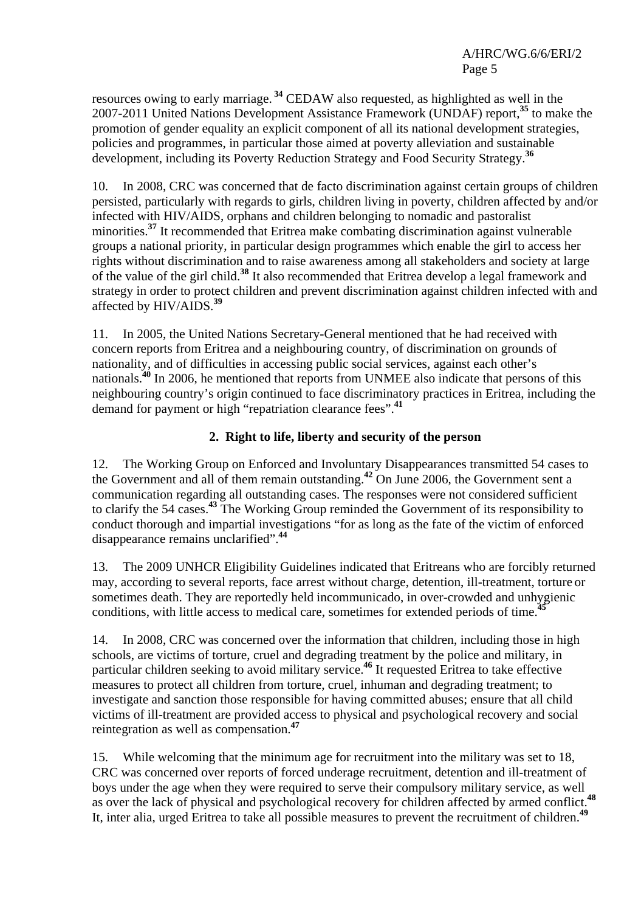resources owing to early marriage.[34] CEDAW also requested, as highlighted as well in the 2007-2011 United Nations Development Assistance Framework (UNDAF) report,[35] to make the promotion of gender equality an explicit component of all its national development strategies, policies and programmes, in particular those aimed at poverty alleviation and sustainable development, including its Poverty Reduction Strategy and Food Security Strategy.[36]

10. In 2008, CRC was concerned that de facto discrimination against certain groups of children persisted, particularly with regards to girls, children living in poverty, children affected by and/or infected with HIV/AIDS, orphans and children belonging to nomadic and pastoralist minorities.[37] It recommended that Eritrea make combating discrimination against vulnerable groups a national priority, in particular design programmes which enable the girl to access her rights without discrimination and to raise awareness among all stakeholders and society at large of the value of the girl child.[38] It also recommended that Eritrea develop a legal framework and strategy in order to protect children and prevent discrimination against children infected with and affected by HIV/AIDS.[39]

11. In 2005, the United Nations Secretary-General mentioned that he had received with concern reports from Eritrea and a neighbouring country, of discrimination on grounds of nationality, and of difficulties in accessing public social services, against each other's nationals.[40] In 2006, he mentioned that reports from UNMEE also indicate that persons of this neighbouring country's origin continued to face discriminatory practices in Eritrea, including the demand for payment or high "repatriation clearance fees".[41]

### 2. Right to life, liberty and security of the person

12. The Working Group on Enforced and Involuntary Disappearances transmitted 54 cases to the Government and all of them remain outstanding.[42] On June 2006, the Government sent a communication regarding all outstanding cases. The responses were not considered sufficient to clarify the 54 cases.[43] The Working Group reminded the Government of its responsibility to conduct thorough and impartial investigations "for as long as the fate of the victim of enforced disappearance remains unclarified".[44]

13. The 2009 UNHCR Eligibility Guidelines indicated that Eritreans who are forcibly returned may, according to several reports, face arrest without charge, detention, ill-treatment, torture or sometimes death. They are reportedly held incommunicado, in over-crowded and unhygienic conditions, with little access to medical care, sometimes for extended periods of time.[45]

14. In 2008, CRC was concerned over the information that children, including those in high schools, are victims of torture, cruel and degrading treatment by the police and military, in particular children seeking to avoid military service.[46] It requested Eritrea to take effective measures to protect all children from torture, cruel, inhuman and degrading treatment; to investigate and sanction those responsible for having committed abuses; ensure that all child victims of ill-treatment are provided access to physical and psychological recovery and social reintegration as well as compensation.[47]

15. While welcoming that the minimum age for recruitment into the military was set to 18, CRC was concerned over reports of forced underage recruitment, detention and ill-treatment of boys under the age when they were required to serve their compulsory military service, as well as over the lack of physical and psychological recovery for children affected by armed conflict.[48] It, inter alia, urged Eritrea to take all possible measures to prevent the recruitment of children.[49]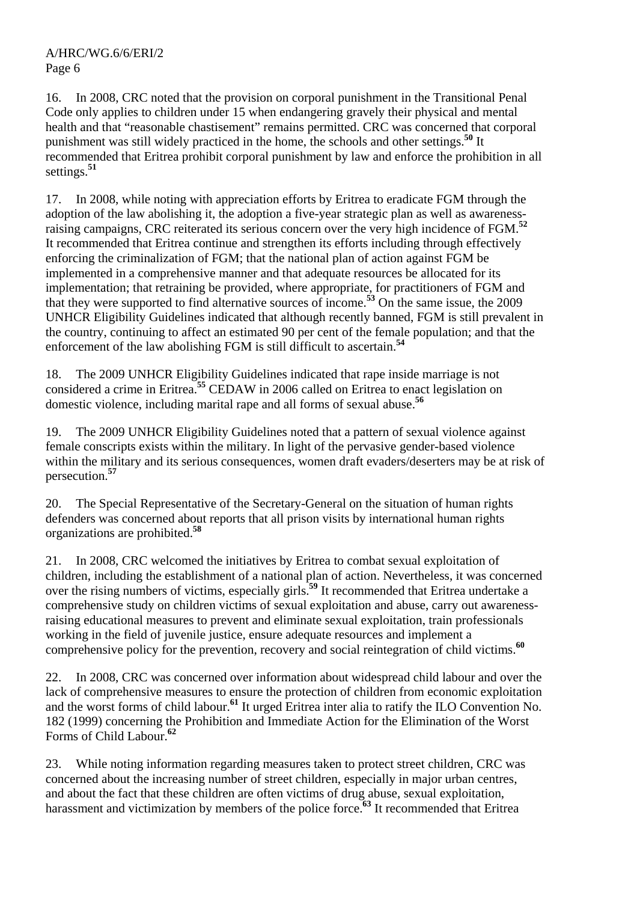16. In 2008, CRC noted that the provision on corporal punishment in the Transitional Penal Code only applies to children under 15 when endangering gravely their physical and mental health and that "reasonable chastisement" remains permitted. CRC was concerned that corporal punishment was still widely practiced in the home, the schools and other settings.[50] It recommended that Eritrea prohibit corporal punishment by law and enforce the prohibition in all settings.[51]

17. In 2008, while noting with appreciation efforts by Eritrea to eradicate FGM through the adoption of the law abolishing it, the adoption a five-year strategic plan as well as awareness-raising campaigns, CRC reiterated its serious concern over the very high incidence of FGM.[52] It recommended that Eritrea continue and strengthen its efforts including through effectively enforcing the criminalization of FGM; that the national plan of action against FGM be implemented in a comprehensive manner and that adequate resources be allocated for its implementation; that retraining be provided, where appropriate, for practitioners of FGM and that they were supported to find alternative sources of income.[53] On the same issue, the 2009 UNHCR Eligibility Guidelines indicated that although recently banned, FGM is still prevalent in the country, continuing to affect an estimated 90 per cent of the female population; and that the enforcement of the law abolishing FGM is still difficult to ascertain.[54]

18. The 2009 UNHCR Eligibility Guidelines indicated that rape inside marriage is not considered a crime in Eritrea.[55] CEDAW in 2006 called on Eritrea to enact legislation on domestic violence, including marital rape and all forms of sexual abuse.[56]

19. The 2009 UNHCR Eligibility Guidelines noted that a pattern of sexual violence against female conscripts exists within the military. In light of the pervasive gender-based violence within the military and its serious consequences, women draft evaders/deserters may be at risk of persecution.[57]

20. The Special Representative of the Secretary-General on the situation of human rights defenders was concerned about reports that all prison visits by international human rights organizations are prohibited.[58]

21. In 2008, CRC welcomed the initiatives by Eritrea to combat sexual exploitation of children, including the establishment of a national plan of action. Nevertheless, it was concerned over the rising numbers of victims, especially girls.[59] It recommended that Eritrea undertake a comprehensive study on children victims of sexual exploitation and abuse, carry out awareness-raising educational measures to prevent and eliminate sexual exploitation, train professionals working in the field of juvenile justice, ensure adequate resources and implement a comprehensive policy for the prevention, recovery and social reintegration of child victims.[60]

22. In 2008, CRC was concerned over information about widespread child labour and over the lack of comprehensive measures to ensure the protection of children from economic exploitation and the worst forms of child labour.[61] It urged Eritrea inter alia to ratify the ILO Convention No. 182 (1999) concerning the Prohibition and Immediate Action for the Elimination of the Worst Forms of Child Labour.[62]

23. While noting information regarding measures taken to protect street children, CRC was concerned about the increasing number of street children, especially in major urban centres, and about the fact that these children are often victims of drug abuse, sexual exploitation, harassment and victimization by members of the police force.[63] It recommended that Eritrea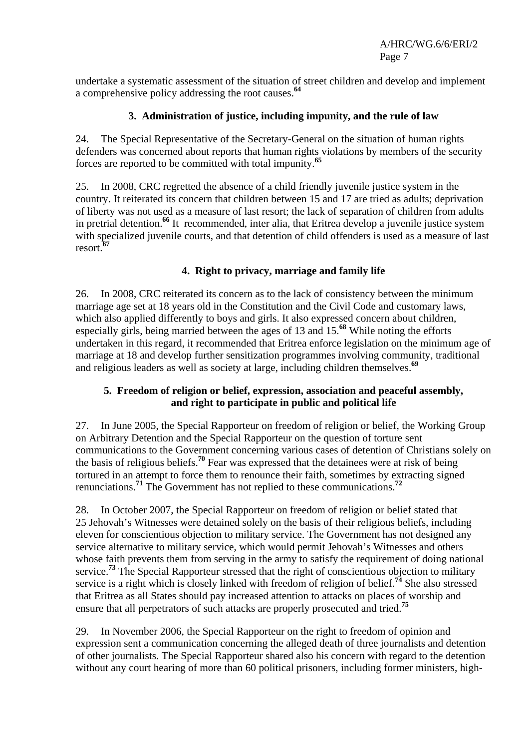undertake a systematic assessment of the situation of street children and develop and implement a comprehensive policy addressing the root causes.[64]

### 3. Administration of justice, including impunity, and the rule of law

24. The Special Representative of the Secretary-General on the situation of human rights defenders was concerned about reports that human rights violations by members of the security forces are reported to be committed with total impunity.[65]

25. In 2008, CRC regretted the absence of a child friendly juvenile justice system in the country. It reiterated its concern that children between 15 and 17 are tried as adults; deprivation of liberty was not used as a measure of last resort; the lack of separation of children from adults in pretrial detention.[66] It recommended, inter alia, that Eritrea develop a juvenile justice system with specialized juvenile courts, and that detention of child offenders is used as a measure of last resort.[67]

### 4. Right to privacy, marriage and family life

26. In 2008, CRC reiterated its concern as to the lack of consistency between the minimum marriage age set at 18 years old in the Constitution and the Civil Code and customary laws, which also applied differently to boys and girls. It also expressed concern about children, especially girls, being married between the ages of 13 and 15.[68] While noting the efforts undertaken in this regard, it recommended that Eritrea enforce legislation on the minimum age of marriage at 18 and develop further sensitization programmes involving community, traditional and religious leaders as well as society at large, including children themselves.[69]

### 5. Freedom of religion or belief, expression, association and peaceful assembly, and right to participate in public and political life

27. In June 2005, the Special Rapporteur on freedom of religion or belief, the Working Group on Arbitrary Detention and the Special Rapporteur on the question of torture sent communications to the Government concerning various cases of detention of Christians solely on the basis of religious beliefs.[70] Fear was expressed that the detainees were at risk of being tortured in an attempt to force them to renounce their faith, sometimes by extracting signed renunciations.[71] The Government has not replied to these communications.[72]

28. In October 2007, the Special Rapporteur on freedom of religion or belief stated that 25 Jehovah's Witnesses were detained solely on the basis of their religious beliefs, including eleven for conscientious objection to military service. The Government has not designed any service alternative to military service, which would permit Jehovah's Witnesses and others whose faith prevents them from serving in the army to satisfy the requirement of doing national service.[73] The Special Rapporteur stressed that the right of conscientious objection to military service is a right which is closely linked with freedom of religion of belief.[74] She also stressed that Eritrea as all States should pay increased attention to attacks on places of worship and ensure that all perpetrators of such attacks are properly prosecuted and tried.[75]

29. In November 2006, the Special Rapporteur on the right to freedom of opinion and expression sent a communication concerning the alleged death of three journalists and detention of other journalists. The Special Rapporteur shared also his concern with regard to the detention without any court hearing of more than 60 political prisoners, including former ministers, high-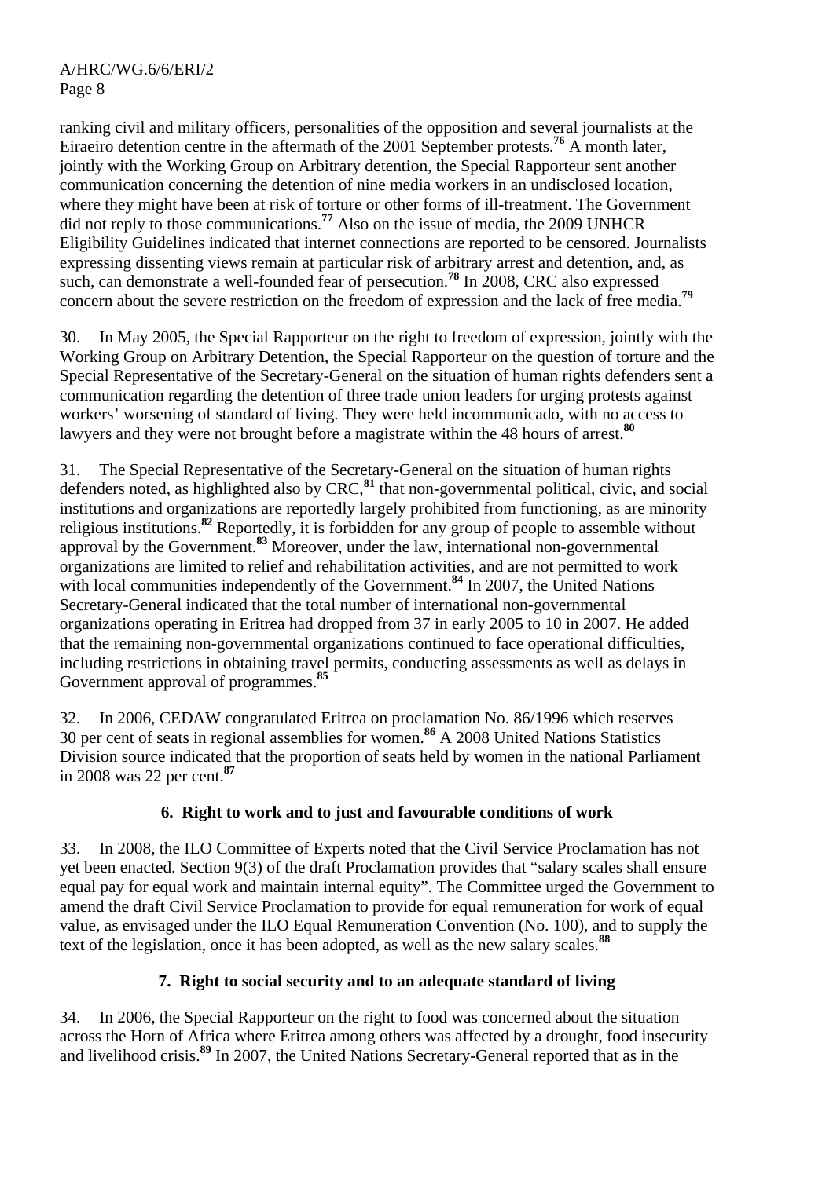ranking civil and military officers, personalities of the opposition and several journalists at the Eiraeiro detention centre in the aftermath of the 2001 September protests.[76] A month later, jointly with the Working Group on Arbitrary detention, the Special Rapporteur sent another communication concerning the detention of nine media workers in an undisclosed location, where they might have been at risk of torture or other forms of ill-treatment. The Government did not reply to those communications.[77] Also on the issue of media, the 2009 UNHCR Eligibility Guidelines indicated that internet connections are reported to be censored. Journalists expressing dissenting views remain at particular risk of arbitrary arrest and detention, and, as such, can demonstrate a well-founded fear of persecution.[78] In 2008, CRC also expressed concern about the severe restriction on the freedom of expression and the lack of free media.[79]

30. In May 2005, the Special Rapporteur on the right to freedom of expression, jointly with the Working Group on Arbitrary Detention, the Special Rapporteur on the question of torture and the Special Representative of the Secretary-General on the situation of human rights defenders sent a communication regarding the detention of three trade union leaders for urging protests against workers' worsening of standard of living. They were held incommunicado, with no access to lawyers and they were not brought before a magistrate within the 48 hours of arrest.[80]

31. The Special Representative of the Secretary-General on the situation of human rights defenders noted, as highlighted also by CRC,[81] that non-governmental political, civic, and social institutions and organizations are reportedly largely prohibited from functioning, as are minority religious institutions.[82] Reportedly, it is forbidden for any group of people to assemble without approval by the Government.[83] Moreover, under the law, international non-governmental organizations are limited to relief and rehabilitation activities, and are not permitted to work with local communities independently of the Government.[84] In 2007, the United Nations Secretary-General indicated that the total number of international non-governmental organizations operating in Eritrea had dropped from 37 in early 2005 to 10 in 2007. He added that the remaining non-governmental organizations continued to face operational difficulties, including restrictions in obtaining travel permits, conducting assessments as well as delays in Government approval of programmes.[85]

32. In 2006, CEDAW congratulated Eritrea on proclamation No. 86/1996 which reserves 30 per cent of seats in regional assemblies for women.[86] A 2008 United Nations Statistics Division source indicated that the proportion of seats held by women in the national Parliament in 2008 was 22 per cent.[87]

### 6. Right to work and to just and favourable conditions of work

33. In 2008, the ILO Committee of Experts noted that the Civil Service Proclamation has not yet been enacted. Section 9(3) of the draft Proclamation provides that "salary scales shall ensure equal pay for equal work and maintain internal equity". The Committee urged the Government to amend the draft Civil Service Proclamation to provide for equal remuneration for work of equal value, as envisaged under the ILO Equal Remuneration Convention (No. 100), and to supply the text of the legislation, once it has been adopted, as well as the new salary scales.[88]

### 7. Right to social security and to an adequate standard of living

34. In 2006, the Special Rapporteur on the right to food was concerned about the situation across the Horn of Africa where Eritrea among others was affected by a drought, food insecurity and livelihood crisis.[89] In 2007, the United Nations Secretary-General reported that as in the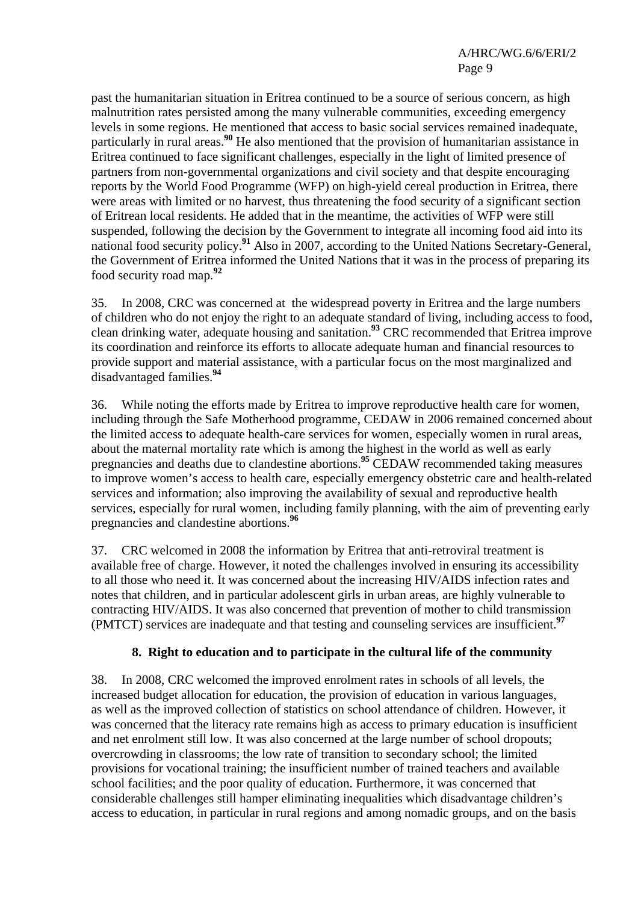past the humanitarian situation in Eritrea continued to be a source of serious concern, as high malnutrition rates persisted among the many vulnerable communities, exceeding emergency levels in some regions. He mentioned that access to basic social services remained inadequate, particularly in rural areas.[90] He also mentioned that the provision of humanitarian assistance in Eritrea continued to face significant challenges, especially in the light of limited presence of partners from non-governmental organizations and civil society and that despite encouraging reports by the World Food Programme (WFP) on high-yield cereal production in Eritrea, there were areas with limited or no harvest, thus threatening the food security of a significant section of Eritrean local residents. He added that in the meantime, the activities of WFP were still suspended, following the decision by the Government to integrate all incoming food aid into its national food security policy.[91] Also in 2007, according to the United Nations Secretary-General, the Government of Eritrea informed the United Nations that it was in the process of preparing its food security road map.[92]

35. In 2008, CRC was concerned at the widespread poverty in Eritrea and the large numbers of children who do not enjoy the right to an adequate standard of living, including access to food, clean drinking water, adequate housing and sanitation.[93] CRC recommended that Eritrea improve its coordination and reinforce its efforts to allocate adequate human and financial resources to provide support and material assistance, with a particular focus on the most marginalized and disadvantaged families.[94]

36. While noting the efforts made by Eritrea to improve reproductive health care for women, including through the Safe Motherhood programme, CEDAW in 2006 remained concerned about the limited access to adequate health-care services for women, especially women in rural areas, about the maternal mortality rate which is among the highest in the world as well as early pregnancies and deaths due to clandestine abortions.[95] CEDAW recommended taking measures to improve women's access to health care, especially emergency obstetric care and health-related services and information; also improving the availability of sexual and reproductive health services, especially for rural women, including family planning, with the aim of preventing early pregnancies and clandestine abortions.[96]

37. CRC welcomed in 2008 the information by Eritrea that anti-retroviral treatment is available free of charge. However, it noted the challenges involved in ensuring its accessibility to all those who need it. It was concerned about the increasing HIV/AIDS infection rates and notes that children, and in particular adolescent girls in urban areas, are highly vulnerable to contracting HIV/AIDS. It was also concerned that prevention of mother to child transmission (PMTCT) services are inadequate and that testing and counseling services are insufficient.[97]

### 8. Right to education and to participate in the cultural life of the community

38. In 2008, CRC welcomed the improved enrolment rates in schools of all levels, the increased budget allocation for education, the provision of education in various languages, as well as the improved collection of statistics on school attendance of children. However, it was concerned that the literacy rate remains high as access to primary education is insufficient and net enrolment still low. It was also concerned at the large number of school dropouts; overcrowding in classrooms; the low rate of transition to secondary school; the limited provisions for vocational training; the insufficient number of trained teachers and available school facilities; and the poor quality of education. Furthermore, it was concerned that considerable challenges still hamper eliminating inequalities which disadvantage children's access to education, in particular in rural regions and among nomadic groups, and on the basis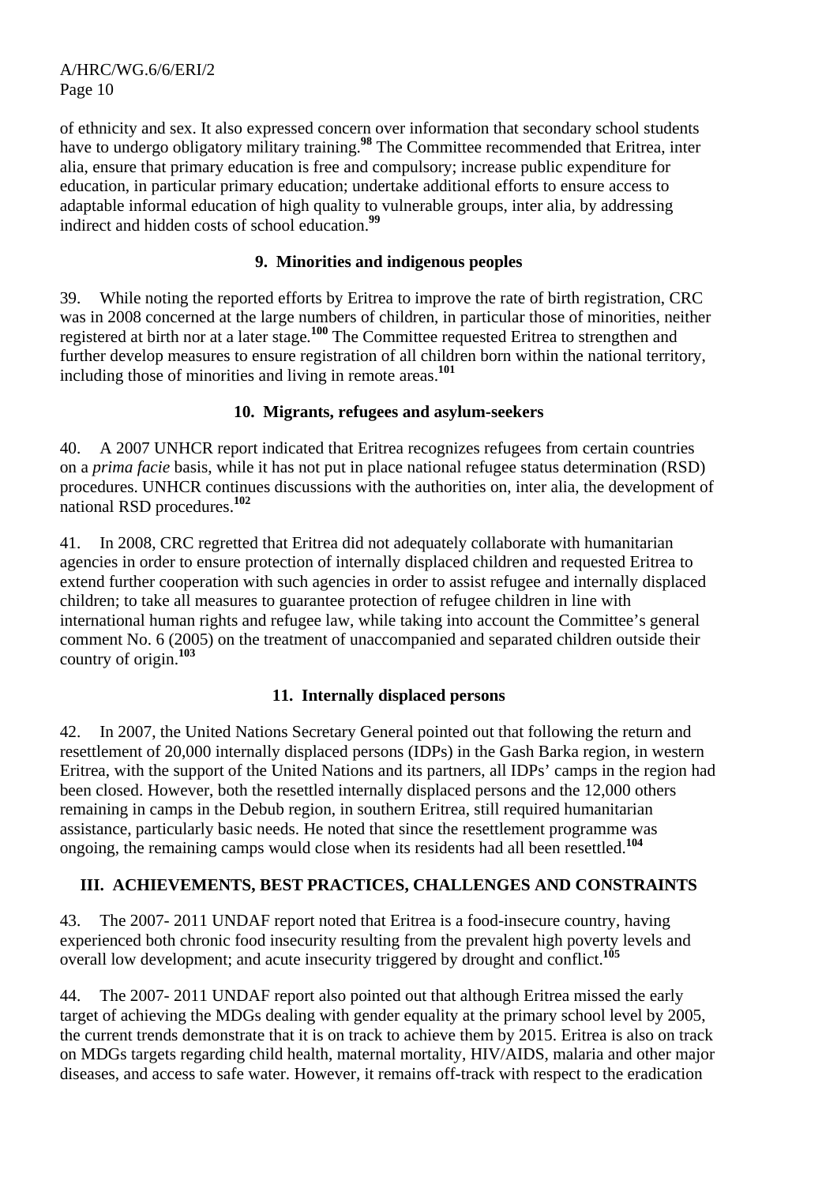of ethnicity and sex. It also expressed concern over information that secondary school students have to undergo obligatory military training.[98] The Committee recommended that Eritrea, inter alia, ensure that primary education is free and compulsory; increase public expenditure for education, in particular primary education; undertake additional efforts to ensure access to adaptable informal education of high quality to vulnerable groups, inter alia, by addressing indirect and hidden costs of school education.[99]

### 9. Minorities and indigenous peoples

39. While noting the reported efforts by Eritrea to improve the rate of birth registration, CRC was in 2008 concerned at the large numbers of children, in particular those of minorities, neither registered at birth nor at a later stage.[100] The Committee requested Eritrea to strengthen and further develop measures to ensure registration of all children born within the national territory, including those of minorities and living in remote areas.[101]

### 10. Migrants, refugees and asylum-seekers

40. A 2007 UNHCR report indicated that Eritrea recognizes refugees from certain countries on a *prima facie* basis, while it has not put in place national refugee status determination (RSD) procedures. UNHCR continues discussions with the authorities on, inter alia, the development of national RSD procedures.[102]

41. In 2008, CRC regretted that Eritrea did not adequately collaborate with humanitarian agencies in order to ensure protection of internally displaced children and requested Eritrea to extend further cooperation with such agencies in order to assist refugee and internally displaced children; to take all measures to guarantee protection of refugee children in line with international human rights and refugee law, while taking into account the Committee's general comment No. 6 (2005) on the treatment of unaccompanied and separated children outside their country of origin.[103]

### 11. Internally displaced persons

42. In 2007, the United Nations Secretary General pointed out that following the return and resettlement of 20,000 internally displaced persons (IDPs) in the Gash Barka region, in western Eritrea, with the support of the United Nations and its partners, all IDPs' camps in the region had been closed. However, both the resettled internally displaced persons and the 12,000 others remaining in camps in the Debub region, in southern Eritrea, still required humanitarian assistance, particularly basic needs. He noted that since the resettlement programme was ongoing, the remaining camps would close when its residents had all been resettled.[104]

## III. ACHIEVEMENTS, BEST PRACTICES, CHALLENGES AND CONSTRAINTS

43. The 2007- 2011 UNDAF report noted that Eritrea is a food-insecure country, having experienced both chronic food insecurity resulting from the prevalent high poverty levels and overall low development; and acute insecurity triggered by drought and conflict.[105]

44. The 2007- 2011 UNDAF report also pointed out that although Eritrea missed the early target of achieving the MDGs dealing with gender equality at the primary school level by 2005, the current trends demonstrate that it is on track to achieve them by 2015. Eritrea is also on track on MDGs targets regarding child health, maternal mortality, HIV/AIDS, malaria and other major diseases, and access to safe water. However, it remains off-track with respect to the eradication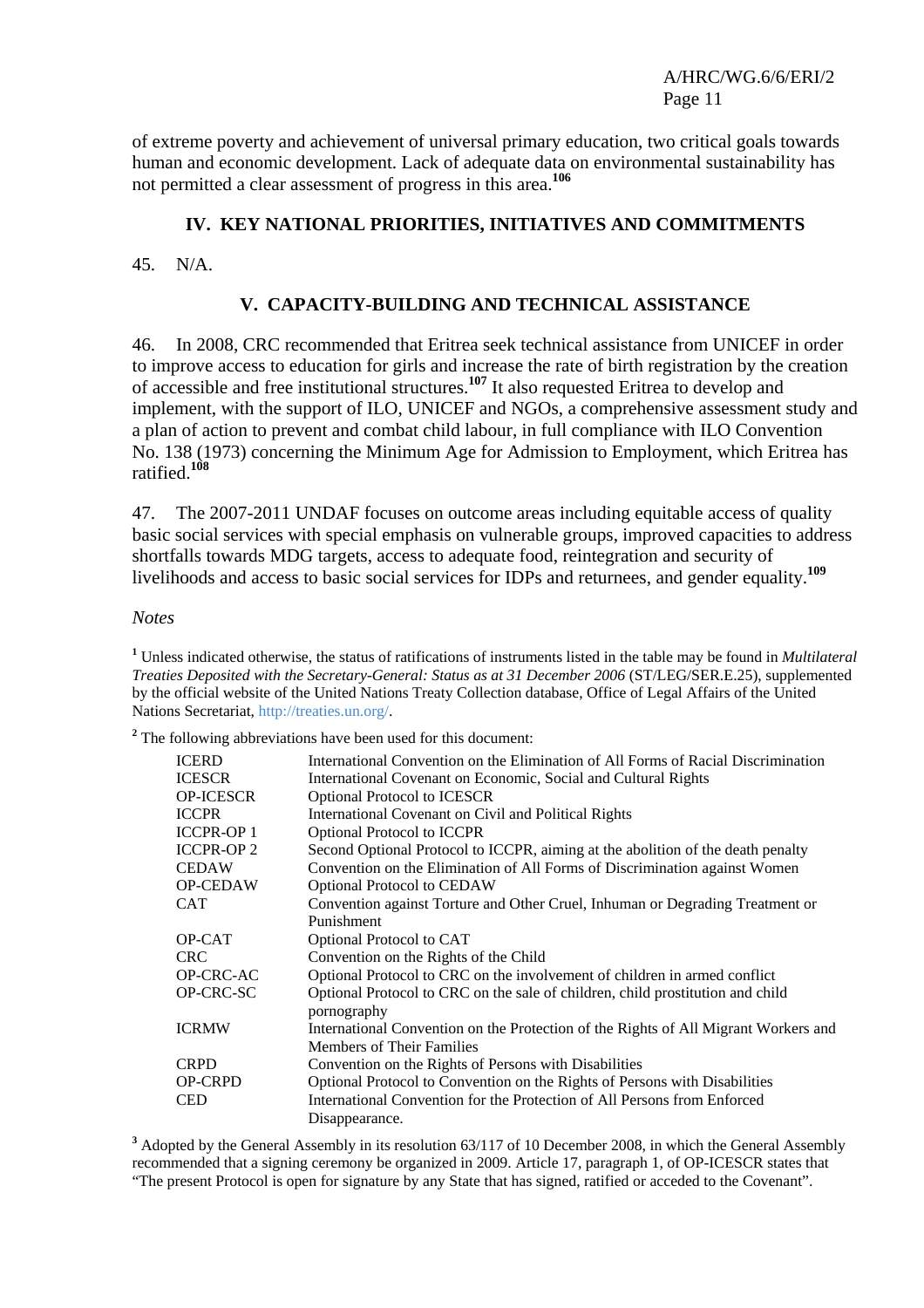of extreme poverty and achievement of universal primary education, two critical goals towards human and economic development. Lack of adequate data on environmental sustainability has not permitted a clear assessment of progress in this area.[106]

## IV. KEY NATIONAL PRIORITIES, INITIATIVES AND COMMITMENTS

45. N/A.

## V. CAPACITY-BUILDING AND TECHNICAL ASSISTANCE

46. In 2008, CRC recommended that Eritrea seek technical assistance from UNICEF in order to improve access to education for girls and increase the rate of birth registration by the creation of accessible and free institutional structures.[107] It also requested Eritrea to develop and implement, with the support of ILO, UNICEF and NGOs, a comprehensive assessment study and a plan of action to prevent and combat child labour, in full compliance with ILO Convention No. 138 (1973) concerning the Minimum Age for Admission to Employment, which Eritrea has ratified.[108]

47. The 2007-2011 UNDAF focuses on outcome areas including equitable access of quality basic social services with special emphasis on vulnerable groups, improved capacities to address shortfalls towards MDG targets, access to adequate food, reintegration and security of livelihoods and access to basic social services for IDPs and returnees, and gender equality.[109]

*Notes*

[1] Unless indicated otherwise, the status of ratifications of instruments listed in the table may be found in *Multilateral Treaties Deposited with the Secretary-General: Status as at 31 December 2006* (ST/LEG/SER.E.25), supplemented by the official website of the United Nations Treaty Collection database, Office of Legal Affairs of the United Nations Secretariat, http://treaties.un.org/.

[2] The following abbreviations have been used for this document:

| | |
|---|---|
| ICERD | International Convention on the Elimination of All Forms of Racial Discrimination |
| ICESCR | International Covenant on Economic, Social and Cultural Rights |
| OP-ICESCR | Optional Protocol to ICESCR |
| ICCPR | International Covenant on Civil and Political Rights |
| ICCPR-OP 1 | Optional Protocol to ICCPR |
| ICCPR-OP 2 | Second Optional Protocol to ICCPR, aiming at the abolition of the death penalty |
| CEDAW | Convention on the Elimination of All Forms of Discrimination against Women |
| OP-CEDAW | Optional Protocol to CEDAW |
| CAT | Convention against Torture and Other Cruel, Inhuman or Degrading Treatment or Punishment |
| OP-CAT | Optional Protocol to CAT |
| CRC | Convention on the Rights of the Child |
| OP-CRC-AC | Optional Protocol to CRC on the involvement of children in armed conflict |
| OP-CRC-SC | Optional Protocol to CRC on the sale of children, child prostitution and child pornography |
| ICRMW | International Convention on the Protection of the Rights of All Migrant Workers and Members of Their Families |
| CRPD | Convention on the Rights of Persons with Disabilities |
| OP-CRPD | Optional Protocol to Convention on the Rights of Persons with Disabilities |
| CED | International Convention for the Protection of All Persons from Enforced Disappearance. |

[3] Adopted by the General Assembly in its resolution 63/117 of 10 December 2008, in which the General Assembly recommended that a signing ceremony be organized in 2009. Article 17, paragraph 1, of OP-ICESCR states that "The present Protocol is open for signature by any State that has signed, ratified or acceded to the Covenant".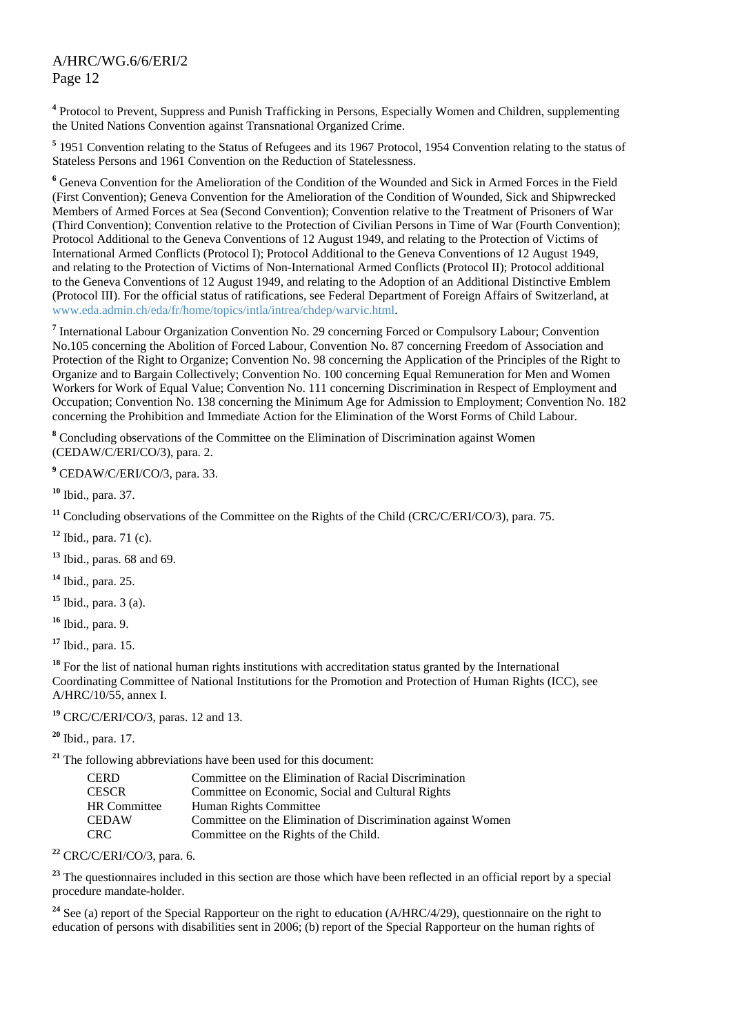[4] Protocol to Prevent, Suppress and Punish Trafficking in Persons, Especially Women and Children, supplementing the United Nations Convention against Transnational Organized Crime.

[5] 1951 Convention relating to the Status of Refugees and its 1967 Protocol, 1954 Convention relating to the status of Stateless Persons and 1961 Convention on the Reduction of Statelessness.

[6] Geneva Convention for the Amelioration of the Condition of the Wounded and Sick in Armed Forces in the Field (First Convention); Geneva Convention for the Amelioration of the Condition of Wounded, Sick and Shipwrecked Members of Armed Forces at Sea (Second Convention); Convention relative to the Treatment of Prisoners of War (Third Convention); Convention relative to the Protection of Civilian Persons in Time of War (Fourth Convention); Protocol Additional to the Geneva Conventions of 12 August 1949, and relating to the Protection of Victims of International Armed Conflicts (Protocol I); Protocol Additional to the Geneva Conventions of 12 August 1949, and relating to the Protection of Victims of Non-International Armed Conflicts (Protocol II); Protocol additional to the Geneva Conventions of 12 August 1949, and relating to the Adoption of an Additional Distinctive Emblem (Protocol III). For the official status of ratifications, see Federal Department of Foreign Affairs of Switzerland, at www.eda.admin.ch/eda/fr/home/topics/intla/intrea/chdep/warvic.html.

[7] International Labour Organization Convention No. 29 concerning Forced or Compulsory Labour; Convention No.105 concerning the Abolition of Forced Labour, Convention No. 87 concerning Freedom of Association and Protection of the Right to Organize; Convention No. 98 concerning the Application of the Principles of the Right to Organize and to Bargain Collectively; Convention No. 100 concerning Equal Remuneration for Men and Women Workers for Work of Equal Value; Convention No. 111 concerning Discrimination in Respect of Employment and Occupation; Convention No. 138 concerning the Minimum Age for Admission to Employment; Convention No. 182 concerning the Prohibition and Immediate Action for the Elimination of the Worst Forms of Child Labour.

[8] Concluding observations of the Committee on the Elimination of Discrimination against Women (CEDAW/C/ERI/CO/3), para. 2.

[9] CEDAW/C/ERI/CO/3, para. 33.

[10] Ibid., para. 37.

[11] Concluding observations of the Committee on the Rights of the Child (CRC/C/ERI/CO/3), para. 75.

[12] Ibid., para. 71 (c).

[13] Ibid., paras. 68 and 69.

[14] Ibid., para. 25.

[15] Ibid., para. 3 (a).

[16] Ibid., para. 9.

[17] Ibid., para. 15.

[18] For the list of national human rights institutions with accreditation status granted by the International Coordinating Committee of National Institutions for the Promotion and Protection of Human Rights (ICC), see A/HRC/10/55, annex I.

[19] CRC/C/ERI/CO/3, paras. 12 and 13.

[20] Ibid., para. 17.

[21] The following abbreviations have been used for this document:

| | |
|---|---|
| CERD | Committee on the Elimination of Racial Discrimination |
| CESCR | Committee on Economic, Social and Cultural Rights |
| HR Committee | Human Rights Committee |
| CEDAW | Committee on the Elimination of Discrimination against Women |
| CRC | Committee on the Rights of the Child. |

[22] CRC/C/ERI/CO/3, para. 6.

[23] The questionnaires included in this section are those which have been reflected in an official report by a special procedure mandate-holder.

[24] See (a) report of the Special Rapporteur on the right to education (A/HRC/4/29), questionnaire on the right to education of persons with disabilities sent in 2006; (b) report of the Special Rapporteur on the human rights of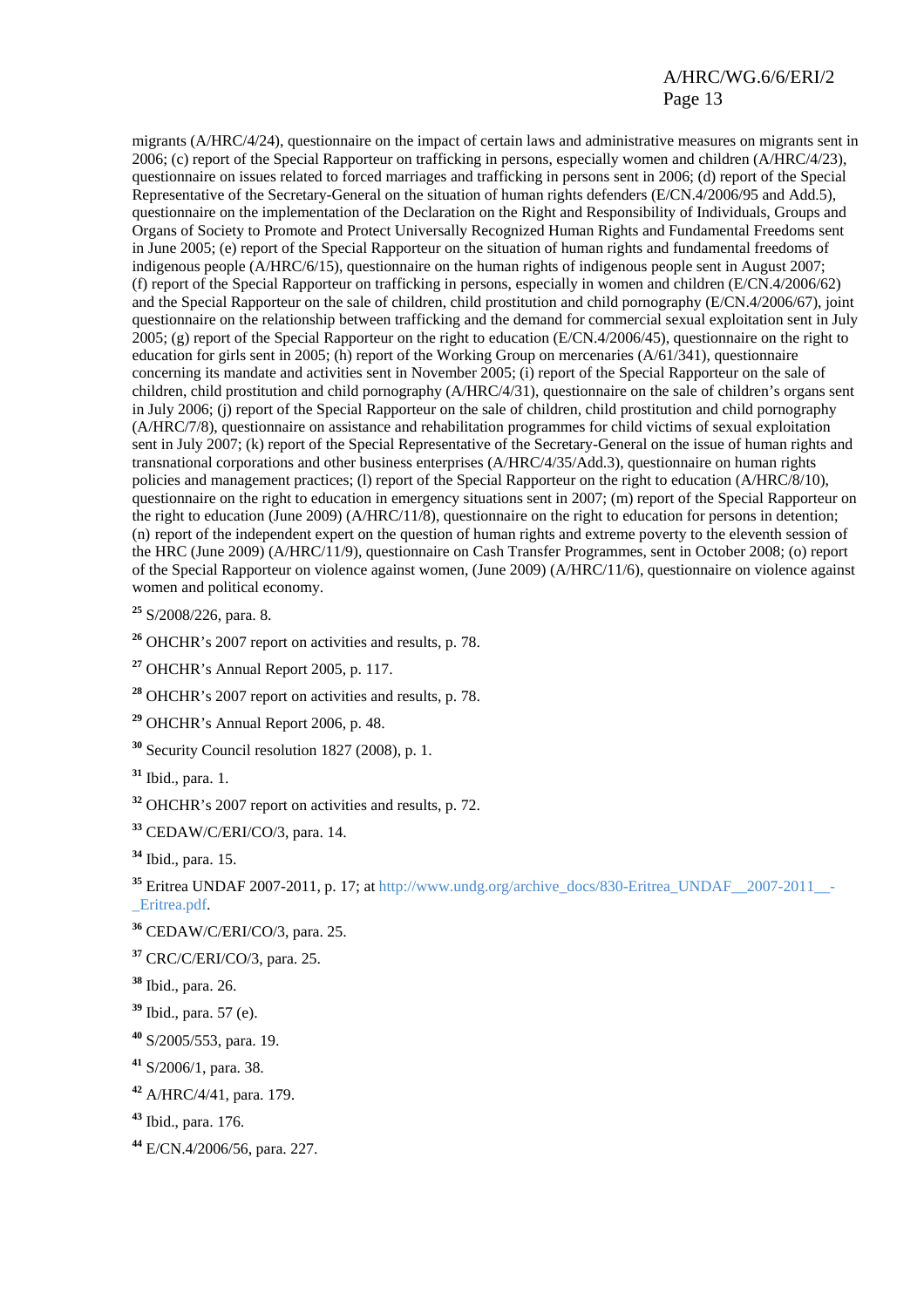migrants (A/HRC/4/24), questionnaire on the impact of certain laws and administrative measures on migrants sent in 2006; (c) report of the Special Rapporteur on trafficking in persons, especially women and children (A/HRC/4/23), questionnaire on issues related to forced marriages and trafficking in persons sent in 2006; (d) report of the Special Representative of the Secretary-General on the situation of human rights defenders (E/CN.4/2006/95 and Add.5), questionnaire on the implementation of the Declaration on the Right and Responsibility of Individuals, Groups and Organs of Society to Promote and Protect Universally Recognized Human Rights and Fundamental Freedoms sent in June 2005; (e) report of the Special Rapporteur on the situation of human rights and fundamental freedoms of indigenous people (A/HRC/6/15), questionnaire on the human rights of indigenous people sent in August 2007; (f) report of the Special Rapporteur on trafficking in persons, especially in women and children (E/CN.4/2006/62) and the Special Rapporteur on the sale of children, child prostitution and child pornography (E/CN.4/2006/67), joint questionnaire on the relationship between trafficking and the demand for commercial sexual exploitation sent in July 2005; (g) report of the Special Rapporteur on the right to education (E/CN.4/2006/45), questionnaire on the right to education for girls sent in 2005; (h) report of the Working Group on mercenaries (A/61/341), questionnaire concerning its mandate and activities sent in November 2005; (i) report of the Special Rapporteur on the sale of children, child prostitution and child pornography (A/HRC/4/31), questionnaire on the sale of children's organs sent in July 2006; (j) report of the Special Rapporteur on the sale of children, child prostitution and child pornography (A/HRC/7/8), questionnaire on assistance and rehabilitation programmes for child victims of sexual exploitation sent in July 2007; (k) report of the Special Representative of the Secretary-General on the issue of human rights and transnational corporations and other business enterprises (A/HRC/4/35/Add.3), questionnaire on human rights policies and management practices; (l) report of the Special Rapporteur on the right to education (A/HRC/8/10), questionnaire on the right to education in emergency situations sent in 2007; (m) report of the Special Rapporteur on the right to education (June 2009) (A/HRC/11/8), questionnaire on the right to education for persons in detention; (n) report of the independent expert on the question of human rights and extreme poverty to the eleventh session of the HRC (June 2009) (A/HRC/11/9), questionnaire on Cash Transfer Programmes, sent in October 2008; (o) report of the Special Rapporteur on violence against women, (June 2009) (A/HRC/11/6), questionnaire on violence against women and political economy.

[25] S/2008/226, para. 8.

[26] OHCHR's 2007 report on activities and results, p. 78.

[27] OHCHR's Annual Report 2005, p. 117.

[28] OHCHR's 2007 report on activities and results, p. 78.

[29] OHCHR's Annual Report 2006, p. 48.

[30] Security Council resolution 1827 (2008), p. 1.

[31] Ibid., para. 1.

[32] OHCHR's 2007 report on activities and results, p. 72.

[33] CEDAW/C/ERI/CO/3, para. 14.

[34] Ibid., para. 15.

[35] Eritrea UNDAF 2007-2011, p. 17; at http://www.undg.org/archive_docs/830-Eritrea_UNDAF__2007-2011__-_Eritrea.pdf.

[36] CEDAW/C/ERI/CO/3, para. 25.

[37] CRC/C/ERI/CO/3, para. 25.

[38] Ibid., para. 26.

[39] Ibid., para. 57 (e).

[40] S/2005/553, para. 19.

[41] S/2006/1, para. 38.

[42] A/HRC/4/41, para. 179.

[43] Ibid., para. 176.

[44] E/CN.4/2006/56, para. 227.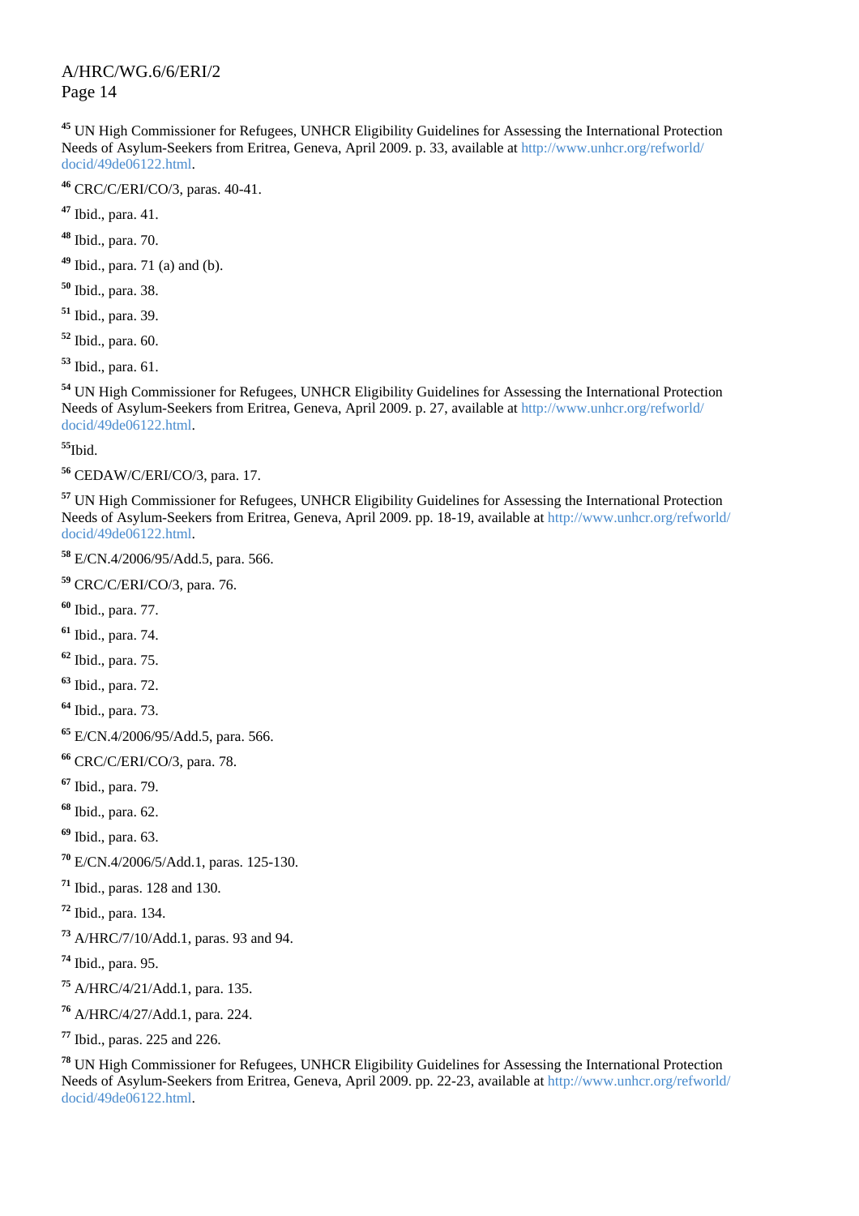[45] UN High Commissioner for Refugees, UNHCR Eligibility Guidelines for Assessing the International Protection Needs of Asylum-Seekers from Eritrea, Geneva, April 2009. p. 33, available at http://www.unhcr.org/refworld/docid/49de06122.html.

[46] CRC/C/ERI/CO/3, paras. 40-41.

[47] Ibid., para. 41.

[48] Ibid., para. 70.

[49] Ibid., para. 71 (a) and (b).

[50] Ibid., para. 38.

[51] Ibid., para. 39.

[52] Ibid., para. 60.

[53] Ibid., para. 61.

[54] UN High Commissioner for Refugees, UNHCR Eligibility Guidelines for Assessing the International Protection Needs of Asylum-Seekers from Eritrea, Geneva, April 2009. p. 27, available at http://www.unhcr.org/refworld/docid/49de06122.html.

[55] Ibid.

[56] CEDAW/C/ERI/CO/3, para. 17.

[57] UN High Commissioner for Refugees, UNHCR Eligibility Guidelines for Assessing the International Protection Needs of Asylum-Seekers from Eritrea, Geneva, April 2009. pp. 18-19, available at http://www.unhcr.org/refworld/docid/49de06122.html.

[58] E/CN.4/2006/95/Add.5, para. 566.

[59] CRC/C/ERI/CO/3, para. 76.

[60] Ibid., para. 77.

[61] Ibid., para. 74.

[62] Ibid., para. 75.

[63] Ibid., para. 72.

[64] Ibid., para. 73.

[65] E/CN.4/2006/95/Add.5, para. 566.

[66] CRC/C/ERI/CO/3, para. 78.

[67] Ibid., para. 79.

[68] Ibid., para. 62.

[69] Ibid., para. 63.

[70] E/CN.4/2006/5/Add.1, paras. 125-130.

[71] Ibid., paras. 128 and 130.

[72] Ibid., para. 134.

[73] A/HRC/7/10/Add.1, paras. 93 and 94.

[74] Ibid., para. 95.

[75] A/HRC/4/21/Add.1, para. 135.

[76] A/HRC/4/27/Add.1, para. 224.

[77] Ibid., paras. 225 and 226.

[78] UN High Commissioner for Refugees, UNHCR Eligibility Guidelines for Assessing the International Protection Needs of Asylum-Seekers from Eritrea, Geneva, April 2009. pp. 22-23, available at http://www.unhcr.org/refworld/docid/49de06122.html.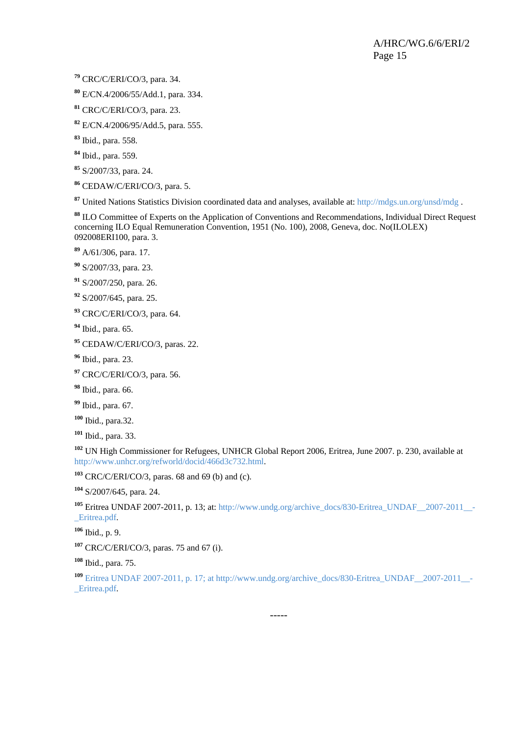[79] CRC/C/ERI/CO/3, para. 34.

[80] E/CN.4/2006/55/Add.1, para. 334.

[81] CRC/C/ERI/CO/3, para. 23.

[82] E/CN.4/2006/95/Add.5, para. 555.

[83] Ibid., para. 558.

[84] Ibid., para. 559.

[85] S/2007/33, para. 24.

[86] CEDAW/C/ERI/CO/3, para. 5.

[87] United Nations Statistics Division coordinated data and analyses, available at: http://mdgs.un.org/unsd/mdg .

[88] ILO Committee of Experts on the Application of Conventions and Recommendations, Individual Direct Request concerning ILO Equal Remuneration Convention, 1951 (No. 100), 2008, Geneva, doc. No(ILOLEX) 092008ERI100, para. 3.

[89] A/61/306, para. 17.

[90] S/2007/33, para. 23.

[91] S/2007/250, para. 26.

[92] S/2007/645, para. 25.

[93] CRC/C/ERI/CO/3, para. 64.

[94] Ibid., para. 65.

[95] CEDAW/C/ERI/CO/3, paras. 22.

[96] Ibid., para. 23.

[97] CRC/C/ERI/CO/3, para. 56.

[98] Ibid., para. 66.

[99] Ibid., para. 67.

[100] Ibid., para.32.

[101] Ibid., para. 33.

[102] UN High Commissioner for Refugees, UNHCR Global Report 2006, Eritrea, June 2007. p. 230, available at http://www.unhcr.org/refworld/docid/466d3c732.html.

[103] CRC/C/ERI/CO/3, paras. 68 and 69 (b) and (c).

[104] S/2007/645, para. 24.

[105] Eritrea UNDAF 2007-2011, p. 13; at: http://www.undg.org/archive_docs/830-Eritrea_UNDAF__2007-2011__-_Eritrea.pdf.

[106] Ibid., p. 9.

[107] CRC/C/ERI/CO/3, paras. 75 and 67 (i).

[108] Ibid., para. 75.

[109] Eritrea UNDAF 2007-2011, p. 17; at http://www.undg.org/archive_docs/830-Eritrea_UNDAF__2007-2011__-_Eritrea.pdf.

-----